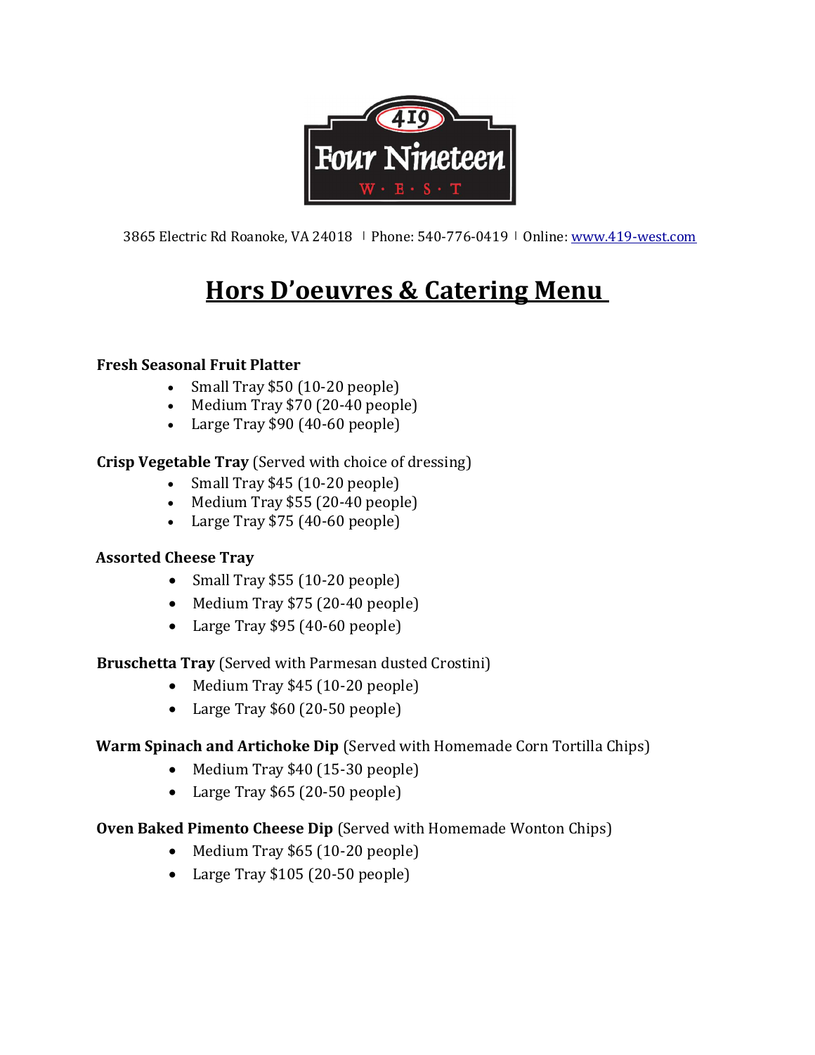3865 Electric Rd Roanoke, VA 24018 | Phone: 540-776-0419 | Online: www.419-west.com

# Hors D'oeuvres & Catering Menu

**Fresh Seasonal Fruit Platter**

- Small Tray $50 (10-20 people)
- Medium Tray $70 (20-40 people)
- Large Tray $90 (40-60 people)

**Crisp Vegetable Tray** (Served with choice of dressing)

- Small Tray $45 (10-20 people)
- Medium Tray $55 (20-40 people)
- Large Tray $75 (40-60 people)

**Assorted Cheese Tray**

- Small Tray $55 (10-20 people)
- Medium Tray $75 (20-40 people)
- Large Tray $95 (40-60 people)

**Bruschetta Tray** (Served with Parmesan dusted Crostini)

- Medium Tray $45 (10-20 people)
- Large Tray $60 (20-50 people)

**Warm Spinach and Artichoke Dip** (Served with Homemade Corn Tortilla Chips)

- Medium Tray $40 (15-30 people)
- Large Tray $65 (20-50 people)

**Oven Baked Pimento Cheese Dip** (Served with Homemade Wonton Chips)

- Medium Tray $65 (10-20 people)
- Large Tray $105 (20-50 people)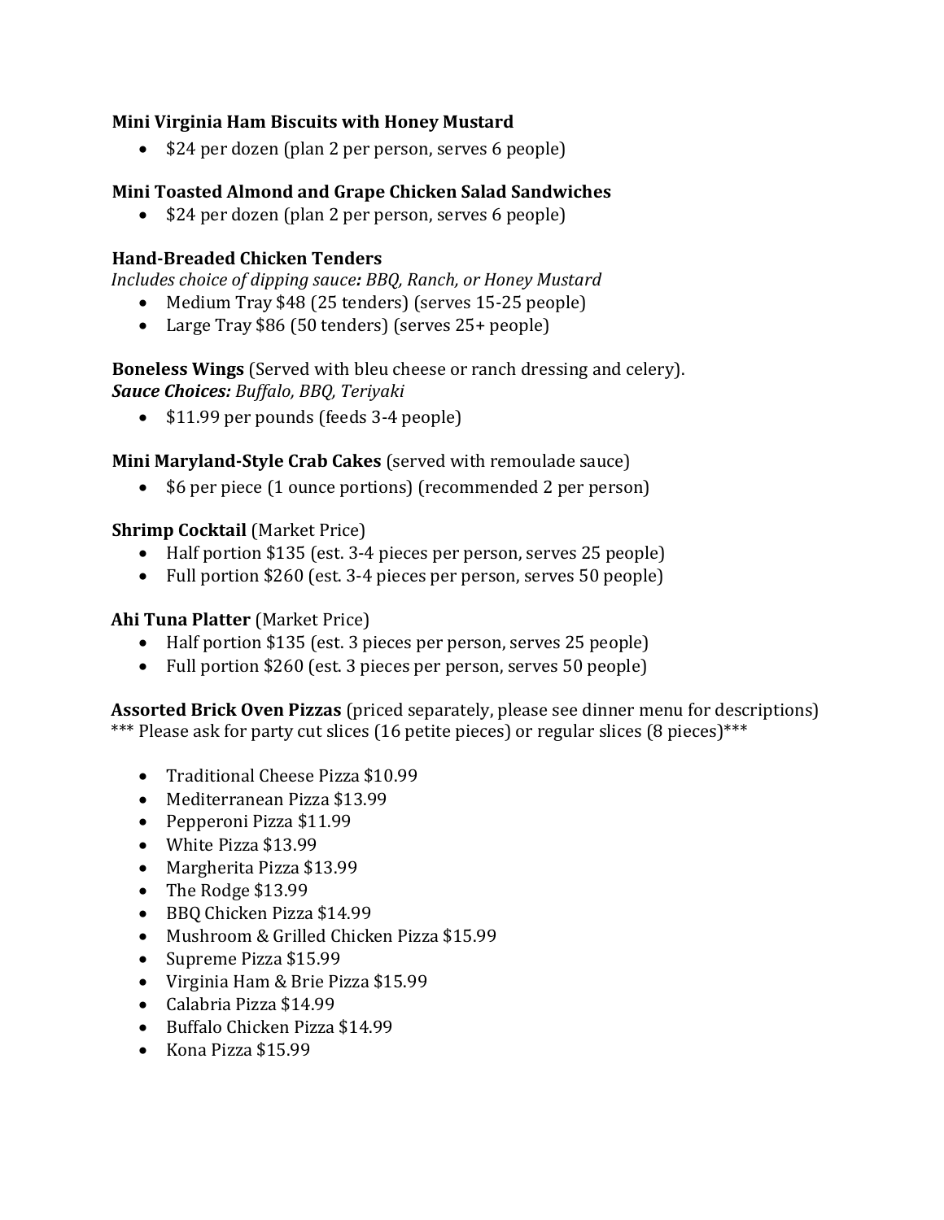**Mini Virginia Ham Biscuits with Honey Mustard**

- $24 per dozen (plan 2 per person, serves 6 people)

**Mini Toasted Almond and Grape Chicken Salad Sandwiches**

- $24 per dozen (plan 2 per person, serves 6 people)

**Hand-Breaded Chicken Tenders**
*Includes choice of dipping sauce**:** BBQ, Ranch, or Honey Mustard*

- Medium Tray $48 (25 tenders) (serves 15-25 people)
- Large Tray $86 (50 tenders) (serves 25+ people)

**Boneless Wings** (Served with bleu cheese or ranch dressing and celery).
***Sauce Choices:*** *Buffalo, BBQ, Teriyaki*

- $11.99 per pounds (feeds 3-4 people)

**Mini Maryland-Style Crab Cakes** (served with remoulade sauce)

- $6 per piece (1 ounce portions) (recommended 2 per person)

**Shrimp Cocktail** (Market Price)

- Half portion $135 (est. 3-4 pieces per person, serves 25 people)
- Full portion $260 (est. 3-4 pieces per person, serves 50 people)

**Ahi Tuna Platter** (Market Price)

- Half portion $135 (est. 3 pieces per person, serves 25 people)
- Full portion $260 (est. 3 pieces per person, serves 50 people)

**Assorted Brick Oven Pizzas** (priced separately, please see dinner menu for descriptions)
*** Please ask for party cut slices (16 petite pieces) or regular slices (8 pieces)***

- Traditional Cheese Pizza $10.99
- Mediterranean Pizza $13.99
- Pepperoni Pizza $11.99
- White Pizza $13.99
- Margherita Pizza $13.99
- The Rodge $13.99
- BBQ Chicken Pizza $14.99
- Mushroom & Grilled Chicken Pizza $15.99
- Supreme Pizza $15.99
- Virginia Ham & Brie Pizza $15.99
- Calabria Pizza $14.99
- Buffalo Chicken Pizza $14.99
- Kona Pizza $15.99